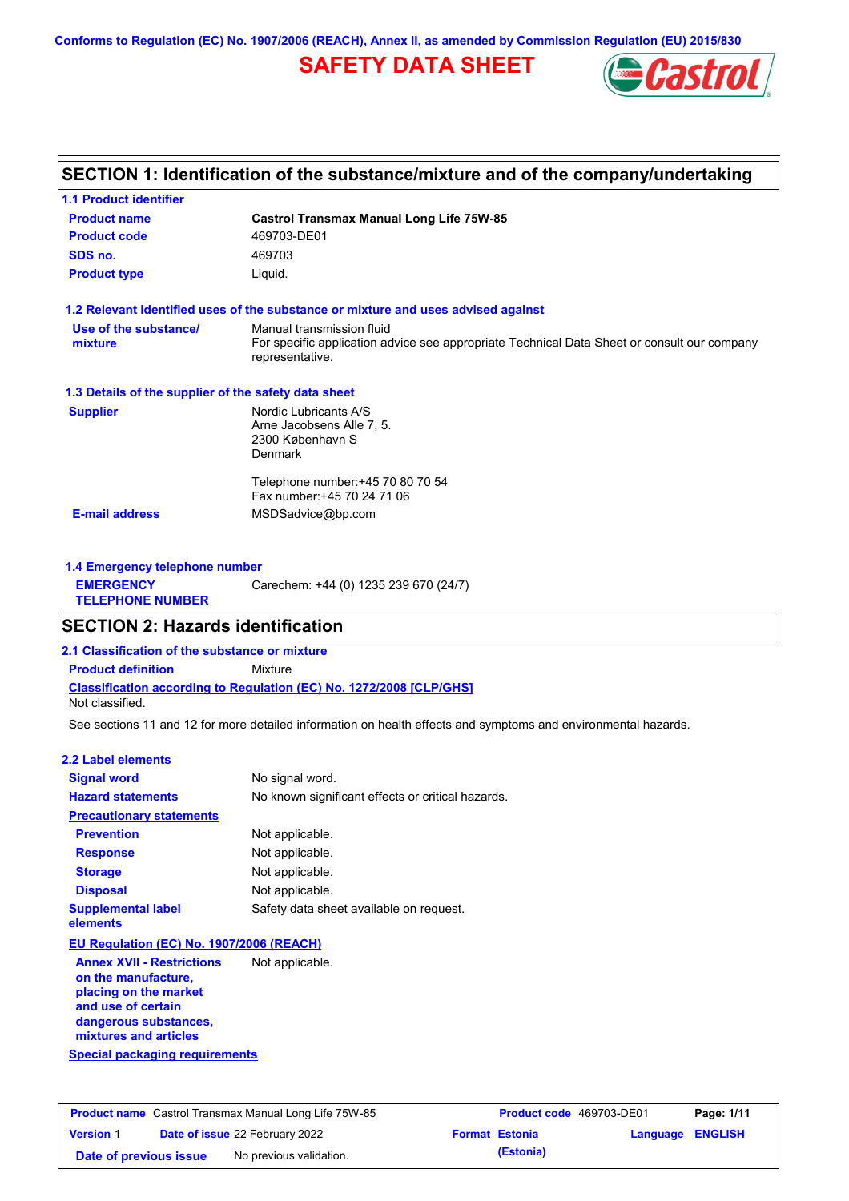Conforms to Regulation (EC) No. 1907/2006 (REACH), Annex II, as amended by Commission Regulation (EU) 2015/830

# SAFETY DATA SHEET

## SECTION 1: Identification of the substance/mixture and of the company/undertaking

### 1.1 Product identifier

| | |
|---|---|
| **Product name** | **Castrol Transmax Manual Long Life 75W-85** |
| **Product code** | 469703-DE01 |
| **SDS no.** | 469703 |
| **Product type** | Liquid. |

### 1.2 Relevant identified uses of the substance or mixture and uses advised against

| | |
|---|---|
| **Use of the substance/ mixture** | Manual transmission fluid<br>For specific application advice see appropriate Technical Data Sheet or consult our company representative. |

### 1.3 Details of the supplier of the safety data sheet

| | |
|---|---|
| **Supplier** | Nordic Lubricants A/S<br>Arne Jacobsens Alle 7, 5.<br>2300 København S<br>Denmark<br><br>Telephone number:+45 70 80 70 54<br>Fax number:+45 70 24 71 06 |
| **E-mail address** | MSDSadvice@bp.com |

### 1.4 Emergency telephone number

| | |
|---|---|
| **EMERGENCY TELEPHONE NUMBER** | Carechem: +44 (0) 1235 239 670 (24/7) |

## SECTION 2: Hazards identification

### 2.1 Classification of the substance or mixture

**Product definition** Mixture

**Classification according to Regulation (EC) No. 1272/2008 [CLP/GHS]**

Not classified.

See sections 11 and 12 for more detailed information on health effects and symptoms and environmental hazards.

### 2.2 Label elements

| | |
|---|---|
| **Signal word** | No signal word. |
| **Hazard statements** | No known significant effects or critical hazards. |
| **Precautionary statements** | |
| **Prevention** | Not applicable. |
| **Response** | Not applicable. |
| **Storage** | Not applicable. |
| **Disposal** | Not applicable. |
| **Supplemental label elements** | Safety data sheet available on request. |

**EU Regulation (EC) No. 1907/2006 (REACH)**

| | |
|---|---|
| **Annex XVII - Restrictions on the manufacture, placing on the market and use of certain dangerous substances, mixtures and articles** | Not applicable. |

**Special packaging requirements**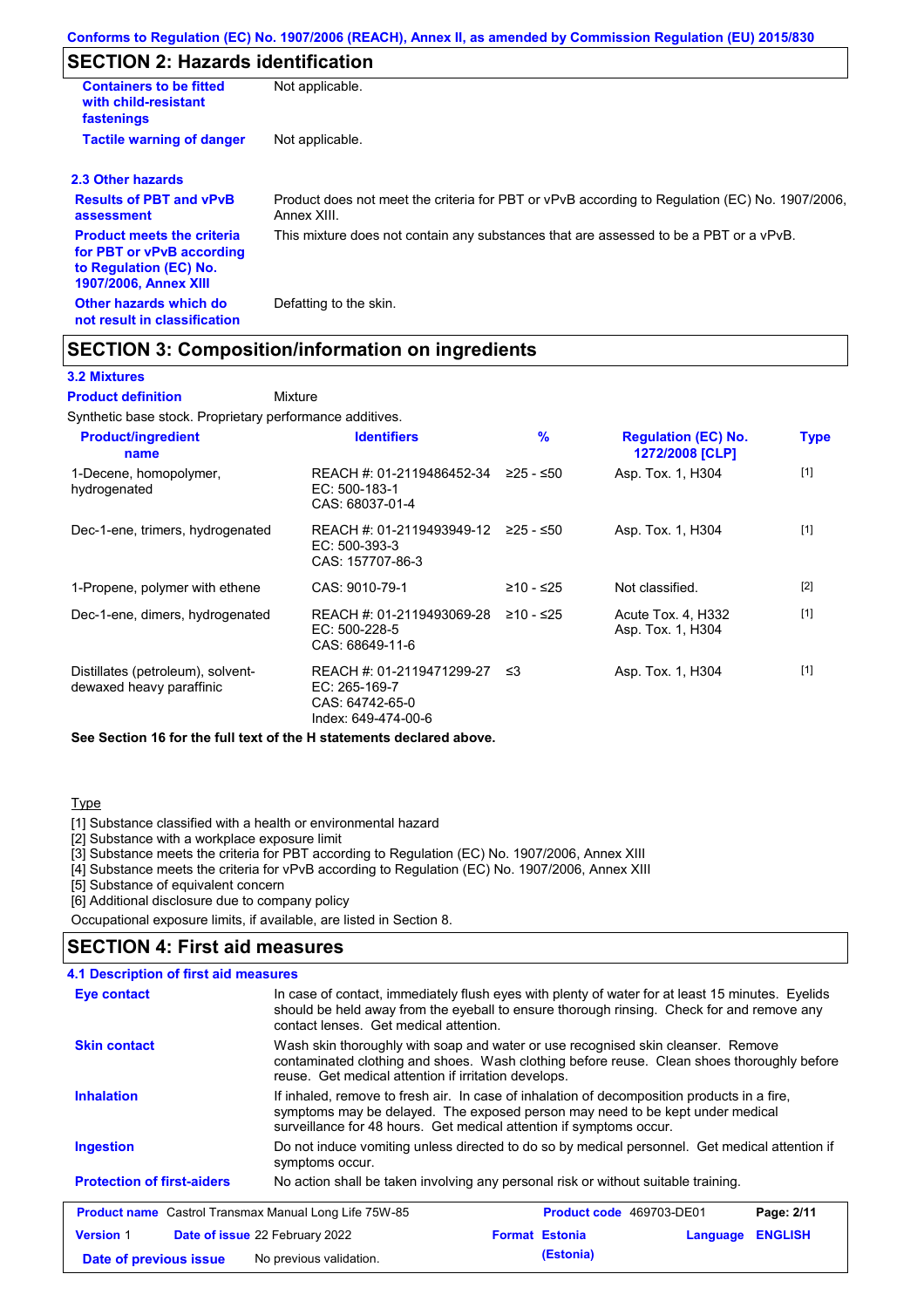Conforms to Regulation (EC) No. 1907/2006 (REACH), Annex II, as amended by Commission Regulation (EU) 2015/830

## SECTION 2: Hazards identification

| | |
|---|---|
| **Containers to be fitted with child-resistant fastenings** | Not applicable. |
| **Tactile warning of danger** | Not applicable. |

### 2.3 Other hazards

| | |
|---|---|
| **Results of PBT and vPvB assessment** | Product does not meet the criteria for PBT or vPvB according to Regulation (EC) No. 1907/2006, Annex XIII. |
| **Product meets the criteria for PBT or vPvB according to Regulation (EC) No. 1907/2006, Annex XIII** | This mixture does not contain any substances that are assessed to be a PBT or a vPvB. |
| **Other hazards which do not result in classification** | Defatting to the skin. |

## SECTION 3: Composition/information on ingredients

### 3.2 Mixtures

**Product definition** Mixture

Synthetic base stock. Proprietary performance additives.

| Product/ingredient name | Identifiers | % | Regulation (EC) No. 1272/2008 [CLP] | Type |
|---|---|---|---|---|
| 1-Decene, homopolymer, hydrogenated | REACH #: 01-2119486452-34<br>EC: 500-183-1<br>CAS: 68037-01-4 | ≥25 - ≤50 | Asp. Tox. 1, H304 | [1] |
| Dec-1-ene, trimers, hydrogenated | REACH #: 01-2119493949-12<br>EC: 500-393-3<br>CAS: 157707-86-3 | ≥25 - ≤50 | Asp. Tox. 1, H304 | [1] |
| 1-Propene, polymer with ethene | CAS: 9010-79-1 | ≥10 - ≤25 | Not classified. | [2] |
| Dec-1-ene, dimers, hydrogenated | REACH #: 01-2119493069-28<br>EC: 500-228-5<br>CAS: 68649-11-6 | ≥10 - ≤25 | Acute Tox. 4, H332<br>Asp. Tox. 1, H304 | [1] |
| Distillates (petroleum), solvent-dewaxed heavy paraffinic | REACH #: 01-2119471299-27<br>EC: 265-169-7<br>CAS: 64742-65-0<br>Index: 649-474-00-6 | ≤3 | Asp. Tox. 1, H304 | [1] |

**See Section 16 for the full text of the H statements declared above.**

Type

[1] Substance classified with a health or environmental hazard
[2] Substance with a workplace exposure limit
[3] Substance meets the criteria for PBT according to Regulation (EC) No. 1907/2006, Annex XIII
[4] Substance meets the criteria for vPvB according to Regulation (EC) No. 1907/2006, Annex XIII
[5] Substance of equivalent concern
[6] Additional disclosure due to company policy

Occupational exposure limits, if available, are listed in Section 8.

## SECTION 4: First aid measures

### 4.1 Description of first aid measures

| | |
|---|---|
| **Eye contact** | In case of contact, immediately flush eyes with plenty of water for at least 15 minutes. Eyelids should be held away from the eyeball to ensure thorough rinsing. Check for and remove any contact lenses. Get medical attention. |
| **Skin contact** | Wash skin thoroughly with soap and water or use recognised skin cleanser. Remove contaminated clothing and shoes. Wash clothing before reuse. Clean shoes thoroughly before reuse. Get medical attention if irritation develops. |
| **Inhalation** | If inhaled, remove to fresh air. In case of inhalation of decomposition products in a fire, symptoms may be delayed. The exposed person may need to be kept under medical surveillance for 48 hours. Get medical attention if symptoms occur. |
| **Ingestion** | Do not induce vomiting unless directed to do so by medical personnel. Get medical attention if symptoms occur. |
| **Protection of first-aiders** | No action shall be taken involving any personal risk or without suitable training. |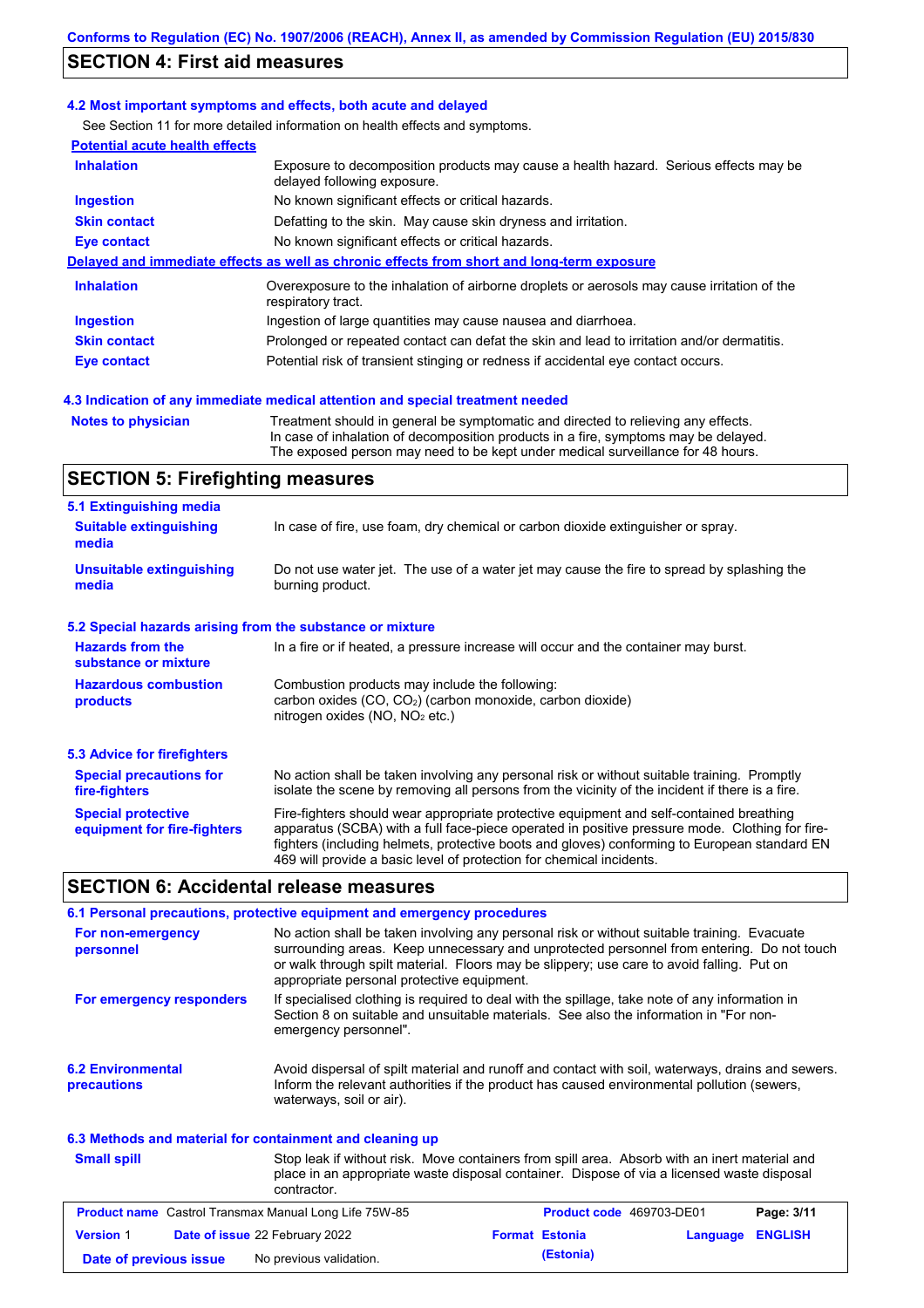## SECTION 4: First aid measures

### 4.2 Most important symptoms and effects, both acute and delayed

See Section 11 for more detailed information on health effects and symptoms.

**Potential acute health effects**

| | |
|---|---|
| **Inhalation** | Exposure to decomposition products may cause a health hazard. Serious effects may be delayed following exposure. |
| **Ingestion** | No known significant effects or critical hazards. |
| **Skin contact** | Defatting to the skin. May cause skin dryness and irritation. |
| **Eye contact** | No known significant effects or critical hazards. |

**Delayed and immediate effects as well as chronic effects from short and long-term exposure**

| | |
|---|---|
| **Inhalation** | Overexposure to the inhalation of airborne droplets or aerosols may cause irritation of the respiratory tract. |
| **Ingestion** | Ingestion of large quantities may cause nausea and diarrhoea. |
| **Skin contact** | Prolonged or repeated contact can defat the skin and lead to irritation and/or dermatitis. |
| **Eye contact** | Potential risk of transient stinging or redness if accidental eye contact occurs. |

### 4.3 Indication of any immediate medical attention and special treatment needed

| | |
|---|---|
| **Notes to physician** | Treatment should in general be symptomatic and directed to relieving any effects. In case of inhalation of decomposition products in a fire, symptoms may be delayed. The exposed person may need to be kept under medical surveillance for 48 hours. |

## SECTION 5: Firefighting measures

### 5.1 Extinguishing media

| | |
|---|---|
| **Suitable extinguishing media** | In case of fire, use foam, dry chemical or carbon dioxide extinguisher or spray. |
| **Unsuitable extinguishing media** | Do not use water jet. The use of a water jet may cause the fire to spread by splashing the burning product. |

### 5.2 Special hazards arising from the substance or mixture

| | |
|---|---|
| **Hazards from the substance or mixture** | In a fire or if heated, a pressure increase will occur and the container may burst. |
| **Hazardous combustion products** | Combustion products may include the following: carbon oxides (CO, $CO_2$) (carbon monoxide, carbon dioxide) nitrogen oxides (NO, $NO_2$ etc.) |

### 5.3 Advice for firefighters

| | |
|---|---|
| **Special precautions for fire-fighters** | No action shall be taken involving any personal risk or without suitable training. Promptly isolate the scene by removing all persons from the vicinity of the incident if there is a fire. |
| **Special protective equipment for fire-fighters** | Fire-fighters should wear appropriate protective equipment and self-contained breathing apparatus (SCBA) with a full face-piece operated in positive pressure mode. Clothing for fire-fighters (including helmets, protective boots and gloves) conforming to European standard EN 469 will provide a basic level of protection for chemical incidents. |

## SECTION 6: Accidental release measures

### 6.1 Personal precautions, protective equipment and emergency procedures

| | |
|---|---|
| **For non-emergency personnel** | No action shall be taken involving any personal risk or without suitable training. Evacuate surrounding areas. Keep unnecessary and unprotected personnel from entering. Do not touch or walk through spilt material. Floors may be slippery; use care to avoid falling. Put on appropriate personal protective equipment. |
| **For emergency responders** | If specialised clothing is required to deal with the spillage, take note of any information in Section 8 on suitable and unsuitable materials. See also the information in "For non-emergency personnel". |

| | |
|---|---|
| **6.2 Environmental precautions** | Avoid dispersal of spilt material and runoff and contact with soil, waterways, drains and sewers. Inform the relevant authorities if the product has caused environmental pollution (sewers, waterways, soil or air). |

### 6.3 Methods and material for containment and cleaning up

| | |
|---|---|
| **Small spill** | Stop leak if without risk. Move containers from spill area. Absorb with an inert material and place in an appropriate waste disposal container. Dispose of via a licensed waste disposal contractor. |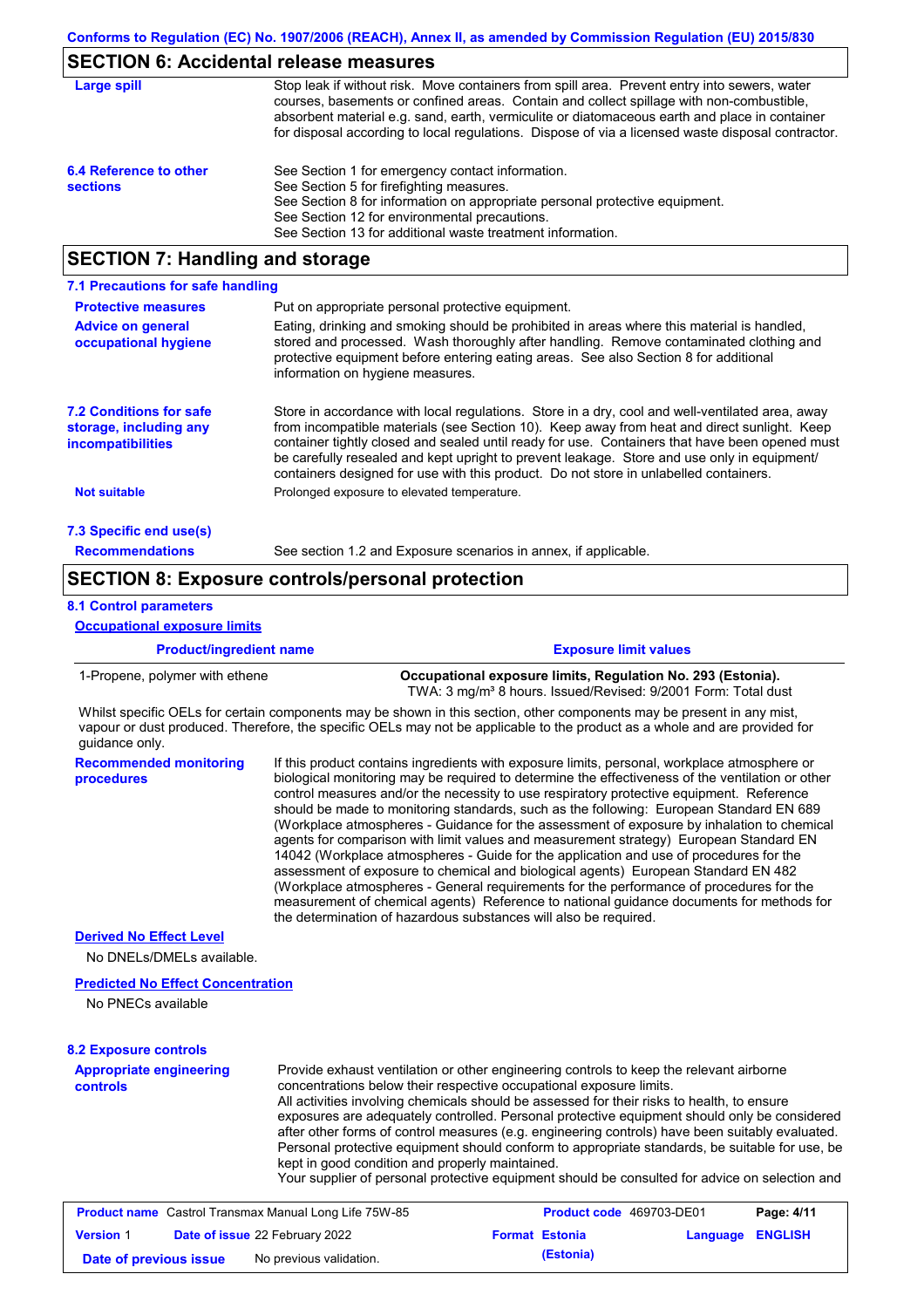## SECTION 6: Accidental release measures

**Large spill**

Stop leak if without risk. Move containers from spill area. Prevent entry into sewers, water courses, basements or confined areas. Contain and collect spillage with non-combustible, absorbent material e.g. sand, earth, vermiculite or diatomaceous earth and place in container for disposal according to local regulations. Dispose of via a licensed waste disposal contractor.

**6.4 Reference to other sections**

See Section 1 for emergency contact information.
See Section 5 for firefighting measures.
See Section 8 for information on appropriate personal protective equipment.
See Section 12 for environmental precautions.
See Section 13 for additional waste treatment information.

## SECTION 7: Handling and storage

### 7.1 Precautions for safe handling

**Protective measures**

Put on appropriate personal protective equipment.

**Advice on general occupational hygiene**

Eating, drinking and smoking should be prohibited in areas where this material is handled, stored and processed. Wash thoroughly after handling. Remove contaminated clothing and protective equipment before entering eating areas. See also Section 8 for additional information on hygiene measures.

**7.2 Conditions for safe storage, including any incompatibilities**

Store in accordance with local regulations. Store in a dry, cool and well-ventilated area, away from incompatible materials (see Section 10). Keep away from heat and direct sunlight. Keep container tightly closed and sealed until ready for use. Containers that have been opened must be carefully resealed and kept upright to prevent leakage. Store and use only in equipment/ containers designed for use with this product. Do not store in unlabelled containers.

**Not suitable**

Prolonged exposure to elevated temperature.

### 7.3 Specific end use(s)

**Recommendations**

See section 1.2 and Exposure scenarios in annex, if applicable.

## SECTION 8: Exposure controls/personal protection

### 8.1 Control parameters

**Occupational exposure limits**

| Product/ingredient name | Exposure limit values |
| --- | --- |
| 1-Propene, polymer with ethene | **Occupational exposure limits, Regulation No. 293 (Estonia).** TWA: 3 mg/m³ 8 hours. Issued/Revised: 9/2001 Form: Total dust |

Whilst specific OELs for certain components may be shown in this section, other components may be present in any mist, vapour or dust produced. Therefore, the specific OELs may not be applicable to the product as a whole and are provided for guidance only.

**Recommended monitoring procedures**

If this product contains ingredients with exposure limits, personal, workplace atmosphere or biological monitoring may be required to determine the effectiveness of the ventilation or other control measures and/or the necessity to use respiratory protective equipment. Reference should be made to monitoring standards, such as the following: European Standard EN 689 (Workplace atmospheres - Guidance for the assessment of exposure by inhalation to chemical agents for comparison with limit values and measurement strategy) European Standard EN 14042 (Workplace atmospheres - Guide for the application and use of procedures for the assessment of exposure to chemical and biological agents) European Standard EN 482 (Workplace atmospheres - General requirements for the performance of procedures for the measurement of chemical agents) Reference to national guidance documents for methods for the determination of hazardous substances will also be required.

**Derived No Effect Level**

No DNELs/DMELs available.

**Predicted No Effect Concentration**

No PNECs available

### 8.2 Exposure controls

**Appropriate engineering controls**

Provide exhaust ventilation or other engineering controls to keep the relevant airborne concentrations below their respective occupational exposure limits.
All activities involving chemicals should be assessed for their risks to health, to ensure exposures are adequately controlled. Personal protective equipment should only be considered after other forms of control measures (e.g. engineering controls) have been suitably evaluated. Personal protective equipment should conform to appropriate standards, be suitable for use, be kept in good condition and properly maintained.
Your supplier of personal protective equipment should be consulted for advice on selection and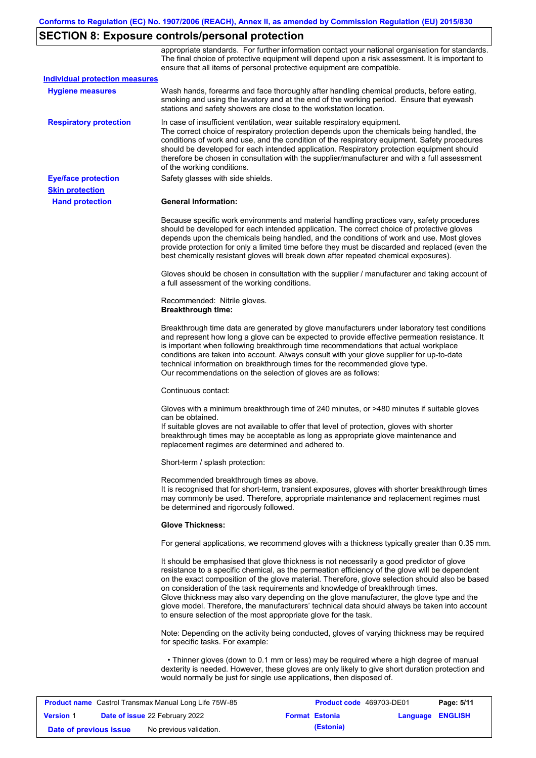## SECTION 8: Exposure controls/personal protection

appropriate standards. For further information contact your national organisation for standards. The final choice of protective equipment will depend upon a risk assessment. It is important to ensure that all items of personal protective equipment are compatible.

**Individual protection measures**

**Hygiene measures**

Wash hands, forearms and face thoroughly after handling chemical products, before eating, smoking and using the lavatory and at the end of the working period. Ensure that eyewash stations and safety showers are close to the workstation location.

**Respiratory protection**

In case of insufficient ventilation, wear suitable respiratory equipment.
The correct choice of respiratory protection depends upon the chemicals being handled, the conditions of work and use, and the condition of the respiratory equipment. Safety procedures should be developed for each intended application. Respiratory protection equipment should therefore be chosen in consultation with the supplier/manufacturer and with a full assessment of the working conditions.

**Eye/face protection**

Safety glasses with side shields.

**Skin protection**

**Hand protection**

**General Information:**

Because specific work environments and material handling practices vary, safety procedures should be developed for each intended application. The correct choice of protective gloves depends upon the chemicals being handled, and the conditions of work and use. Most gloves provide protection for only a limited time before they must be discarded and replaced (even the best chemically resistant gloves will break down after repeated chemical exposures).

Gloves should be chosen in consultation with the supplier / manufacturer and taking account of a full assessment of the working conditions.

Recommended: Nitrile gloves.
**Breakthrough time:**

Breakthrough time data are generated by glove manufacturers under laboratory test conditions and represent how long a glove can be expected to provide effective permeation resistance. It is important when following breakthrough time recommendations that actual workplace conditions are taken into account. Always consult with your glove supplier for up-to-date technical information on breakthrough times for the recommended glove type.
Our recommendations on the selection of gloves are as follows:

Continuous contact:

Gloves with a minimum breakthrough time of 240 minutes, or >480 minutes if suitable gloves can be obtained.
If suitable gloves are not available to offer that level of protection, gloves with shorter breakthrough times may be acceptable as long as appropriate glove maintenance and replacement regimes are determined and adhered to.

Short-term / splash protection:

Recommended breakthrough times as above.
It is recognised that for short-term, transient exposures, gloves with shorter breakthrough times may commonly be used. Therefore, appropriate maintenance and replacement regimes must be determined and rigorously followed.

**Glove Thickness:**

For general applications, we recommend gloves with a thickness typically greater than 0.35 mm.

It should be emphasised that glove thickness is not necessarily a good predictor of glove resistance to a specific chemical, as the permeation efficiency of the glove will be dependent on the exact composition of the glove material. Therefore, glove selection should also be based on consideration of the task requirements and knowledge of breakthrough times.
Glove thickness may also vary depending on the glove manufacturer, the glove type and the glove model. Therefore, the manufacturers' technical data should always be taken into account to ensure selection of the most appropriate glove for the task.

Note: Depending on the activity being conducted, gloves of varying thickness may be required for specific tasks. For example:

- Thinner gloves (down to 0.1 mm or less) may be required where a high degree of manual dexterity is needed. However, these gloves are only likely to give short duration protection and would normally be just for single use applications, then disposed of.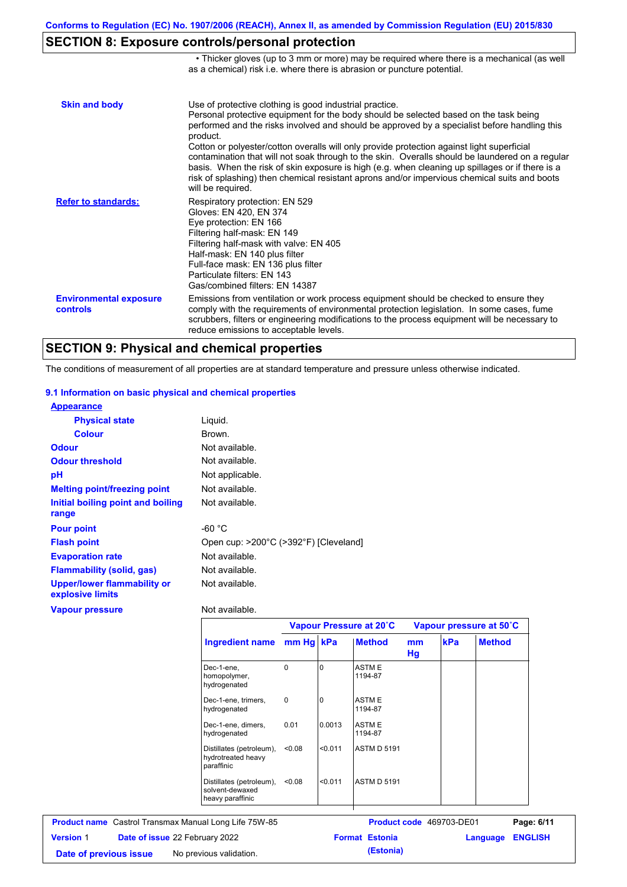## SECTION 8: Exposure controls/personal protection

• Thicker gloves (up to 3 mm or more) may be required where there is a mechanical (as well as a chemical) risk i.e. where there is abrasion or puncture potential.

**Skin and body**

Use of protective clothing is good industrial practice.
Personal protective equipment for the body should be selected based on the task being performed and the risks involved and should be approved by a specialist before handling this product.
Cotton or polyester/cotton overalls will only provide protection against light superficial contamination that will not soak through to the skin. Overalls should be laundered on a regular basis. When the risk of skin exposure is high (e.g. when cleaning up spillages or if there is a risk of splashing) then chemical resistant aprons and/or impervious chemical suits and boots will be required.

**Refer to standards:**

Respiratory protection: EN 529
Gloves: EN 420, EN 374
Eye protection: EN 166
Filtering half-mask: EN 149
Filtering half-mask with valve: EN 405
Half-mask: EN 140 plus filter
Full-face mask: EN 136 plus filter
Particulate filters: EN 143
Gas/combined filters: EN 14387

**Environmental exposure controls**

Emissions from ventilation or work process equipment should be checked to ensure they comply with the requirements of environmental protection legislation. In some cases, fume scrubbers, filters or engineering modifications to the process equipment will be necessary to reduce emissions to acceptable levels.

## SECTION 9: Physical and chemical properties

The conditions of measurement of all properties are at standard temperature and pressure unless otherwise indicated.

### 9.1 Information on basic physical and chemical properties

**Appearance**

| | |
|---|---|
| **Physical state** | Liquid. |
| **Colour** | Brown. |
| **Odour** | Not available. |
| **Odour threshold** | Not available. |
| **pH** | Not applicable. |
| **Melting point/freezing point** | Not available. |
| **Initial boiling point and boiling range** | Not available. |
| **Pour point** | -60 °C |
| **Flash point** | Open cup: >200°C (>392°F) [Cleveland] |
| **Evaporation rate** | Not available. |
| **Flammability (solid, gas)** | Not available. |
| **Upper/lower flammability or explosive limits** | Not available. |
| **Vapour pressure** | Not available. |

| | Vapour Pressure at 20˚C | | | Vapour pressure at 50˚C | | |
|---|---|---|---|---|---|---|
| **Ingredient name** | **mm Hg** | **kPa** | **Method** | **mm Hg** | **kPa** | **Method** |
| Dec-1-ene, homopolymer, hydrogenated | 0 | 0 | ASTM E 1194-87 | | | |
| Dec-1-ene, trimers, hydrogenated | 0 | 0 | ASTM E 1194-87 | | | |
| Dec-1-ene, dimers, hydrogenated | 0.01 | 0.0013 | ASTM E 1194-87 | | | |
| Distillates (petroleum), hydrotreated heavy paraffinic | <0.08 | <0.011 | ASTM D 5191 | | | |
| Distillates (petroleum), solvent-dewaxed heavy paraffinic | <0.08 | <0.011 | ASTM D 5191 | | | |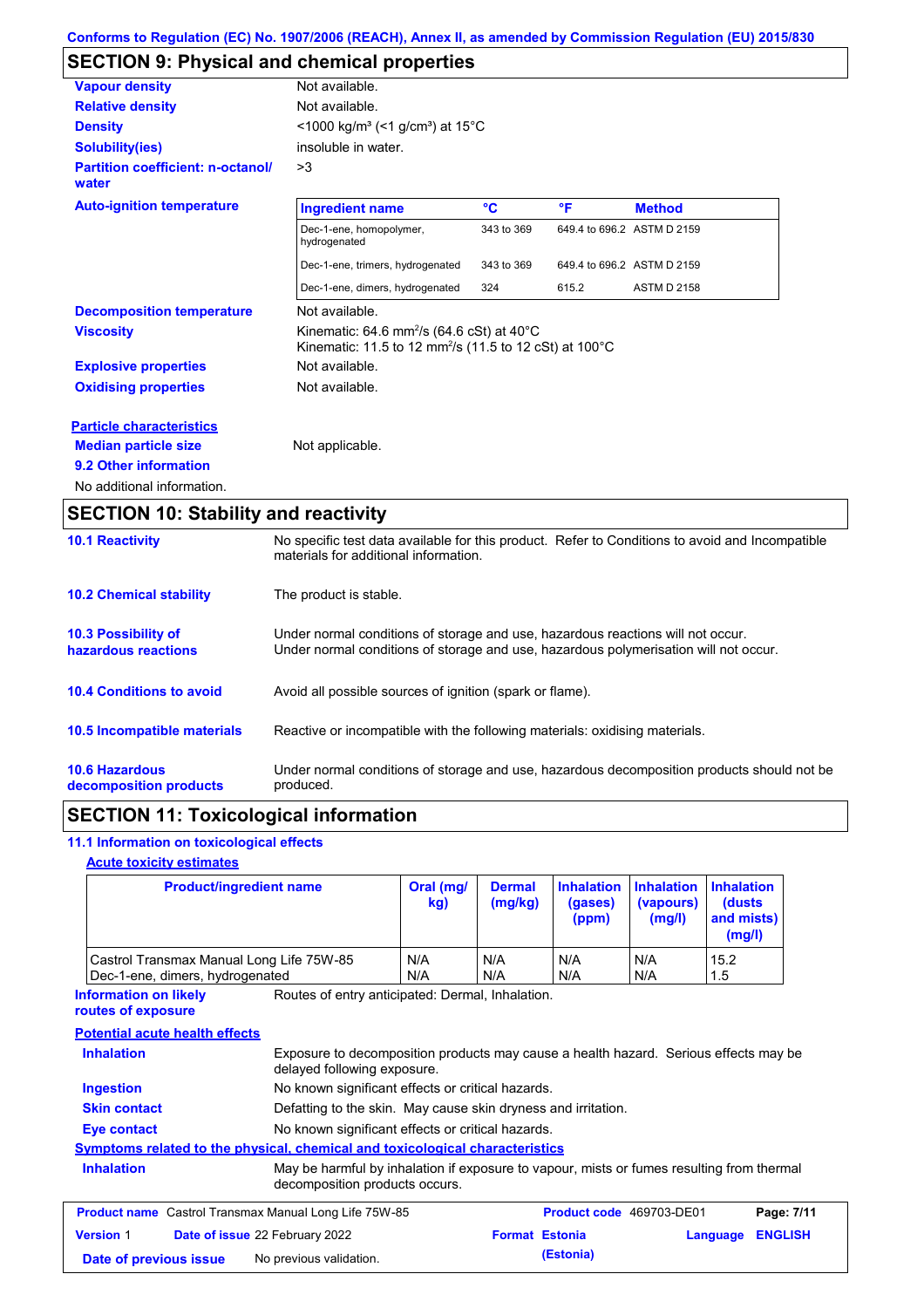Conforms to Regulation (EC) No. 1907/2006 (REACH), Annex II, as amended by Commission Regulation (EU) 2015/830

## SECTION 9: Physical and chemical properties

**Vapour density** Not available.

**Relative density** Not available.

**Density** <1000 kg/m³ (<1 g/cm³) at 15°C

**Solubility(ies)** insoluble in water.

**Partition coefficient: n-octanol/ water** >3

**Auto-ignition temperature**

| Ingredient name | °C | °F | Method |
|---|---|---|---|
| Dec-1-ene, homopolymer, hydrogenated | 343 to 369 | 649.4 to 696.2 | ASTM D 2159 |
| Dec-1-ene, trimers, hydrogenated | 343 to 369 | 649.4 to 696.2 | ASTM D 2159 |
| Dec-1-ene, dimers, hydrogenated | 324 | 615.2 | ASTM D 2158 |

**Decomposition temperature** Not available.

**Viscosity** Kinematic: 64.6 mm²/s (64.6 cSt) at 40°C
Kinematic: 11.5 to 12 mm²/s (11.5 to 12 cSt) at 100°C

**Explosive properties** Not available.

**Oxidising properties** Not available.

**Particle characteristics**

**Median particle size** Not applicable.

**9.2 Other information**

No additional information.

## SECTION 10: Stability and reactivity

**10.1 Reactivity** No specific test data available for this product. Refer to Conditions to avoid and Incompatible materials for additional information.

**10.2 Chemical stability** The product is stable.

**10.3 Possibility of hazardous reactions** Under normal conditions of storage and use, hazardous reactions will not occur.
Under normal conditions of storage and use, hazardous polymerisation will not occur.

**10.4 Conditions to avoid** Avoid all possible sources of ignition (spark or flame).

**10.5 Incompatible materials** Reactive or incompatible with the following materials: oxidising materials.

**10.6 Hazardous decomposition products** Under normal conditions of storage and use, hazardous decomposition products should not be produced.

## SECTION 11: Toxicological information

**11.1 Information on toxicological effects**

**Acute toxicity estimates**

| Product/ingredient name | Oral (mg/kg) | Dermal (mg/kg) | Inhalation (gases) (ppm) | Inhalation (vapours) (mg/l) | Inhalation (dusts and mists) (mg/l) |
|---|---|---|---|---|---|
| Castrol Transmax Manual Long Life 75W-85 | N/A | N/A | N/A | N/A | 15.2 |
| Dec-1-ene, dimers, hydrogenated | N/A | N/A | N/A | N/A | 1.5 |

**Information on likely routes of exposure** Routes of entry anticipated: Dermal, Inhalation.

**Potential acute health effects**

**Inhalation** Exposure to decomposition products may cause a health hazard. Serious effects may be delayed following exposure.

**Ingestion** No known significant effects or critical hazards.

**Skin contact** Defatting to the skin. May cause skin dryness and irritation.

**Eye contact** No known significant effects or critical hazards.

**Symptoms related to the physical, chemical and toxicological characteristics**

**Inhalation** May be harmful by inhalation if exposure to vapour, mists or fumes resulting from thermal decomposition products occurs.

**Product name** Castrol Transmax Manual Long Life 75W-85 **Product code** 469703-DE01
**Version** 1 **Date of issue** 22 February 2022 **Format** Estonia (Estonia) **Language** ENGLISH
**Date of previous issue** No previous validation.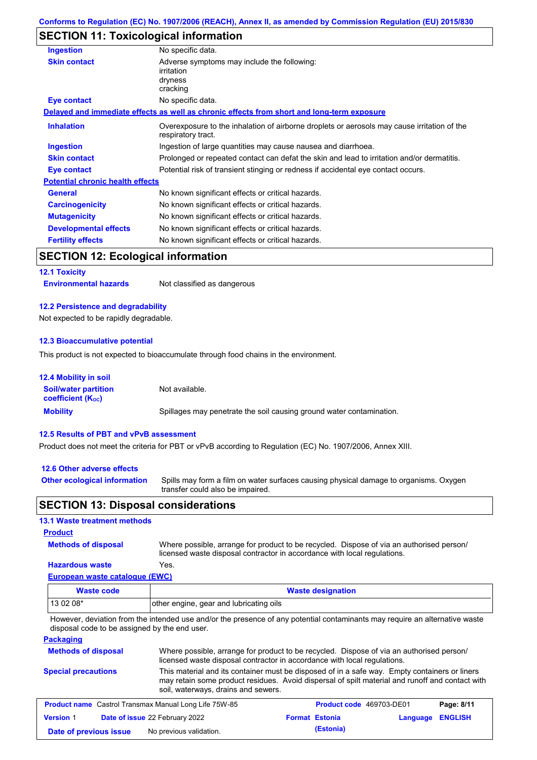## SECTION 11: Toxicological information

| | |
|---|---|
| **Ingestion** | No specific data. |
| **Skin contact** | Adverse symptoms may include the following:<br>irritation<br>dryness<br>cracking |
| **Eye contact** | No specific data. |

**Delayed and immediate effects as well as chronic effects from short and long-term exposure**

| | |
|---|---|
| **Inhalation** | Overexposure to the inhalation of airborne droplets or aerosols may cause irritation of the respiratory tract. |
| **Ingestion** | Ingestion of large quantities may cause nausea and diarrhoea. |
| **Skin contact** | Prolonged or repeated contact can defat the skin and lead to irritation and/or dermatitis. |
| **Eye contact** | Potential risk of transient stinging or redness if accidental eye contact occurs. |

**Potential chronic health effects**

| | |
|---|---|
| **General** | No known significant effects or critical hazards. |
| **Carcinogenicity** | No known significant effects or critical hazards. |
| **Mutagenicity** | No known significant effects or critical hazards. |
| **Developmental effects** | No known significant effects or critical hazards. |
| **Fertility effects** | No known significant effects or critical hazards. |

## SECTION 12: Ecological information

### 12.1 Toxicity

**Environmental hazards**: Not classified as dangerous

### 12.2 Persistence and degradability

Not expected to be rapidly degradable.

### 12.3 Bioaccumulative potential

This product is not expected to bioaccumulate through food chains in the environment.

### 12.4 Mobility in soil

| | |
|---|---|
| **Soil/water partition coefficient ($K_{OC}$)** | Not available. |
| **Mobility** | Spillages may penetrate the soil causing ground water contamination. |

### 12.5 Results of PBT and vPvB assessment

Product does not meet the criteria for PBT or vPvB according to Regulation (EC) No. 1907/2006, Annex XIII.

### 12.6 Other adverse effects

**Other ecological information**: Spills may form a film on water surfaces causing physical damage to organisms. Oxygen transfer could also be impaired.

## SECTION 13: Disposal considerations

### 13.1 Waste treatment methods

**Product**

| | |
|---|---|
| **Methods of disposal** | Where possible, arrange for product to be recycled. Dispose of via an authorised person/ licensed waste disposal contractor in accordance with local regulations. |
| **Hazardous waste** | Yes. |

**European waste catalogue (EWC)**

| Waste code | Waste designation |
|---|---|
| 13 02 08* | other engine, gear and lubricating oils |

However, deviation from the intended use and/or the presence of any potential contaminants may require an alternative waste disposal code to be assigned by the end user.

**Packaging**

| | |
|---|---|
| **Methods of disposal** | Where possible, arrange for product to be recycled. Dispose of via an authorised person/ licensed waste disposal contractor in accordance with local regulations. |
| **Special precautions** | This material and its container must be disposed of in a safe way. Empty containers or liners may retain some product residues. Avoid dispersal of spilt material and runoff and contact with soil, waterways, drains and sewers. |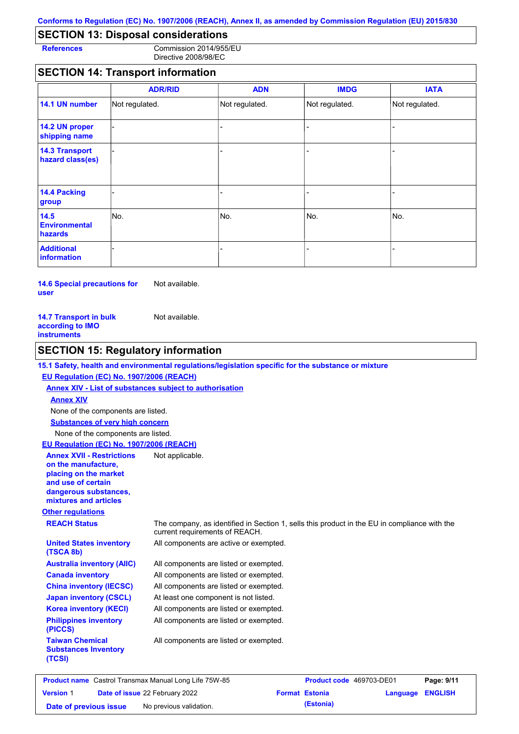## SECTION 13: Disposal considerations

**References**: Commission 2014/955/EU
Directive 2008/98/EC

## SECTION 14: Transport information

| | ADR/RID | ADN | IMDG | IATA |
|---|---|---|---|---|
| **14.1 UN number** | Not regulated. | Not regulated. | Not regulated. | Not regulated. |
| **14.2 UN proper shipping name** | - | - | - | - |
| **14.3 Transport hazard class(es)** | - | - | - | - |
| **14.4 Packing group** | - | - | - | - |
| **14.5 Environmental hazards** | No. | No. | No. | No. |
| **Additional information** | - | - | - | - |

**14.6 Special precautions for user**: Not available.

**14.7 Transport in bulk according to IMO instruments**: Not available.

## SECTION 15: Regulatory information

### 15.1 Safety, health and environmental regulations/legislation specific for the substance or mixture

**EU Regulation (EC) No. 1907/2006 (REACH)**

**Annex XIV - List of substances subject to authorisation**

**Annex XIV**

None of the components are listed.

**Substances of very high concern**

None of the components are listed.

**EU Regulation (EC) No. 1907/2006 (REACH)**

**Annex XVII - Restrictions on the manufacture, placing on the market and use of certain dangerous substances, mixtures and articles**: Not applicable.

**Other regulations**

**REACH Status**: The company, as identified in Section 1, sells this product in the EU in compliance with the current requirements of REACH.

**United States inventory (TSCA 8b)**: All components are active or exempted.

**Australia inventory (AIIC)**: All components are listed or exempted.

**Canada inventory**: All components are listed or exempted.

**China inventory (IECSC)**: All components are listed or exempted.

**Japan inventory (CSCL)**: At least one component is not listed.

**Korea inventory (KECI)**: All components are listed or exempted.

**Philippines inventory (PICCS)**: All components are listed or exempted.

**Taiwan Chemical Substances Inventory (TCSI)**: All components are listed or exempted.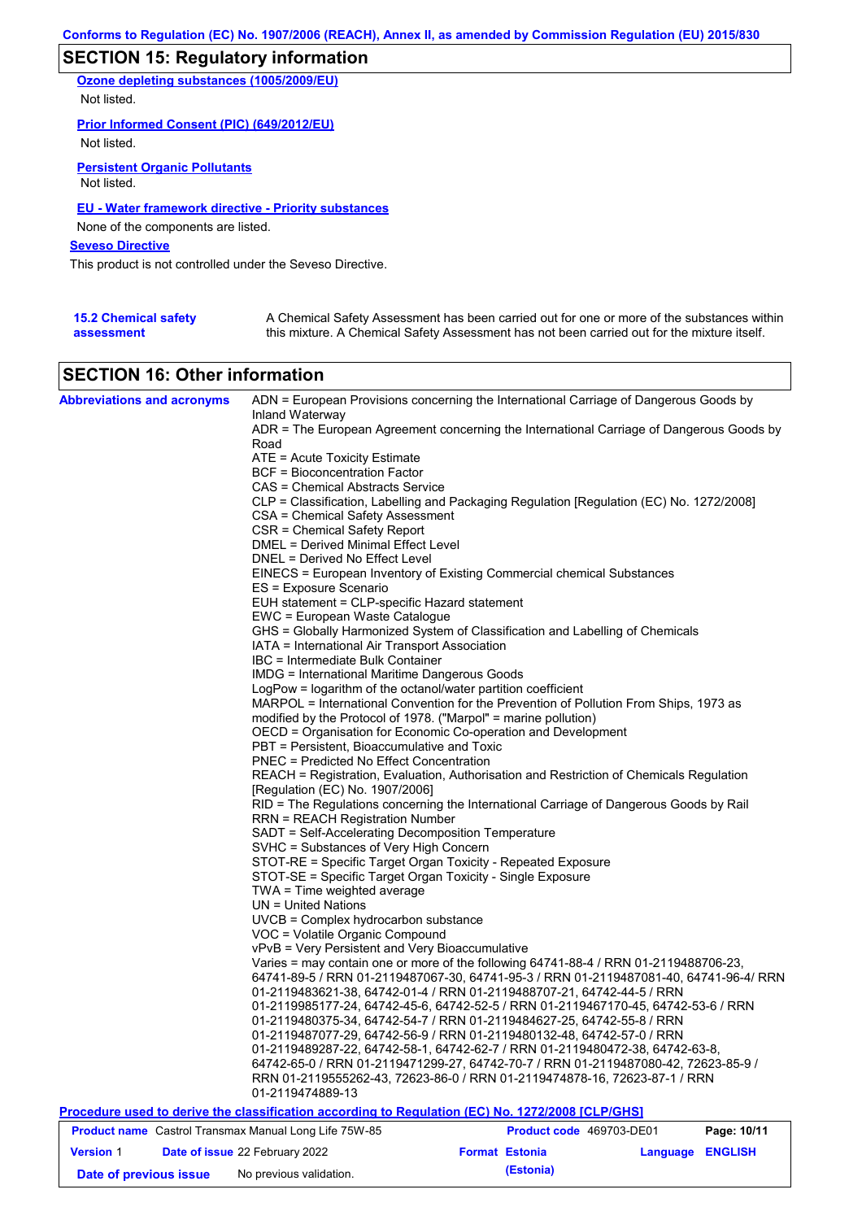## SECTION 15: Regulatory information

**Ozone depleting substances (1005/2009/EU)**

Not listed.

**Prior Informed Consent (PIC) (649/2012/EU)**

Not listed.

**Persistent Organic Pollutants**

Not listed.

**EU - Water framework directive - Priority substances**

None of the components are listed.

**Seveso Directive**

This product is not controlled under the Seveso Directive.

**15.2 Chemical safety assessment**

A Chemical Safety Assessment has been carried out for one or more of the substances within this mixture. A Chemical Safety Assessment has not been carried out for the mixture itself.

## SECTION 16: Other information

**Abbreviations and acronyms**

ADN = European Provisions concerning the International Carriage of Dangerous Goods by Inland Waterway
ADR = The European Agreement concerning the International Carriage of Dangerous Goods by Road
ATE = Acute Toxicity Estimate
BCF = Bioconcentration Factor
CAS = Chemical Abstracts Service
CLP = Classification, Labelling and Packaging Regulation [Regulation (EC) No. 1272/2008]
CSA = Chemical Safety Assessment
CSR = Chemical Safety Report
DMEL = Derived Minimal Effect Level
DNEL = Derived No Effect Level
EINECS = European Inventory of Existing Commercial chemical Substances
ES = Exposure Scenario
EUH statement = CLP-specific Hazard statement
EWC = European Waste Catalogue
GHS = Globally Harmonized System of Classification and Labelling of Chemicals
IATA = International Air Transport Association
IBC = Intermediate Bulk Container
IMDG = International Maritime Dangerous Goods
LogPow = logarithm of the octanol/water partition coefficient
MARPOL = International Convention for the Prevention of Pollution From Ships, 1973 as modified by the Protocol of 1978. ("Marpol" = marine pollution)
OECD = Organisation for Economic Co-operation and Development
PBT = Persistent, Bioaccumulative and Toxic
PNEC = Predicted No Effect Concentration
REACH = Registration, Evaluation, Authorisation and Restriction of Chemicals Regulation [Regulation (EC) No. 1907/2006]
RID = The Regulations concerning the International Carriage of Dangerous Goods by Rail
RRN = REACH Registration Number
SADT = Self-Accelerating Decomposition Temperature
SVHC = Substances of Very High Concern
STOT-RE = Specific Target Organ Toxicity - Repeated Exposure
STOT-SE = Specific Target Organ Toxicity - Single Exposure
TWA = Time weighted average
UN = United Nations
UVCB = Complex hydrocarbon substance
VOC = Volatile Organic Compound
vPvB = Very Persistent and Very Bioaccumulative
Varies = may contain one or more of the following 64741-88-4 / RRN 01-2119488706-23, 64741-89-5 / RRN 01-2119487067-30, 64741-95-3 / RRN 01-2119487081-40, 64741-96-4/ RRN 01-2119483621-38, 64742-01-4 / RRN 01-2119488707-21, 64742-44-5 / RRN 01-2119985177-24, 64742-45-6, 64742-52-5 / RRN 01-2119467170-45, 64742-53-6 / RRN 01-2119480375-34, 64742-54-7 / RRN 01-2119484627-25, 64742-55-8 / RRN 01-2119487077-29, 64742-56-9 / RRN 01-2119480132-48, 64742-57-0 / RRN 01-2119489287-22, 64742-58-1, 64742-62-7 / RRN 01-2119480472-38, 64742-63-8, 64742-65-0 / RRN 01-2119471299-27, 64742-70-7 / RRN 01-2119487080-42, 72623-85-9 / RRN 01-2119555262-43, 72623-86-0 / RRN 01-2119474878-16, 72623-87-1 / RRN 01-2119474889-13

**Procedure used to derive the classification according to Regulation (EC) No. 1272/2008 [CLP/GHS]**

| **Product name** Castrol Transmax Manual Long Life 75W-85 | | **Product code** 469703-DE01 | |
|---|---|---|---|
| **Version** 1 | **Date of issue** 22 February 2022 | **Format** Estonia (Estonia) | **Language** ENGLISH |
| **Date of previous issue** | No previous validation. | | |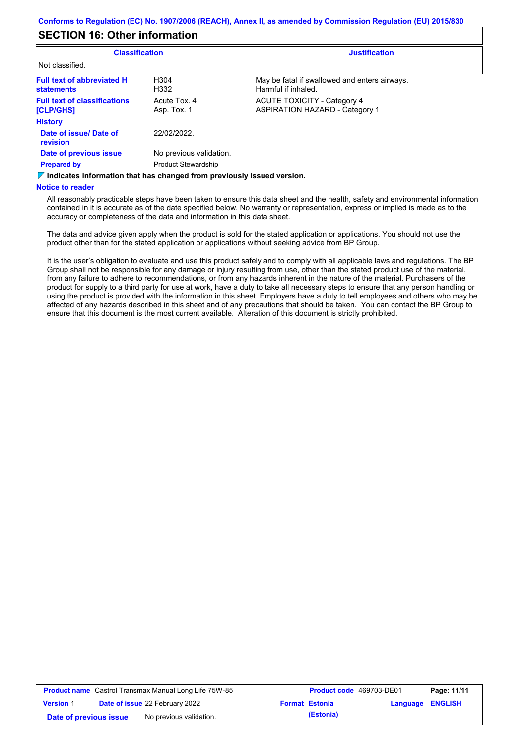## SECTION 16: Other information

| Classification | Justification |
|---|---|
| Not classified. | |

| | | |
|---|---|---|
| **Full text of abbreviated H statements** | H304<br>H332 | May be fatal if swallowed and enters airways.<br>Harmful if inhaled. |
| **Full text of classifications [CLP/GHS]** | Acute Tox. 4<br>Asp. Tox. 1 | ACUTE TOXICITY - Category 4<br>ASPIRATION HAZARD - Category 1 |

**History**

| | |
|---|---|
| **Date of issue/ Date of revision** | 22/02/2022. |
| **Date of previous issue** | No previous validation. |
| **Prepared by** | Product Stewardship |

**Indicates information that has changed from previously issued version.**

**Notice to reader**

All reasonably practicable steps have been taken to ensure this data sheet and the health, safety and environmental information contained in it is accurate as of the date specified below. No warranty or representation, express or implied is made as to the accuracy or completeness of the data and information in this data sheet.

The data and advice given apply when the product is sold for the stated application or applications. You should not use the product other than for the stated application or applications without seeking advice from BP Group.

It is the user's obligation to evaluate and use this product safely and to comply with all applicable laws and regulations. The BP Group shall not be responsible for any damage or injury resulting from use, other than the stated product use of the material, from any failure to adhere to recommendations, or from any hazards inherent in the nature of the material. Purchasers of the product for supply to a third party for use at work, have a duty to take all necessary steps to ensure that any person handling or using the product is provided with the information in this sheet. Employers have a duty to tell employees and others who may be affected of any hazards described in this sheet and of any precautions that should be taken. You can contact the BP Group to ensure that this document is the most current available. Alteration of this document is strictly prohibited.